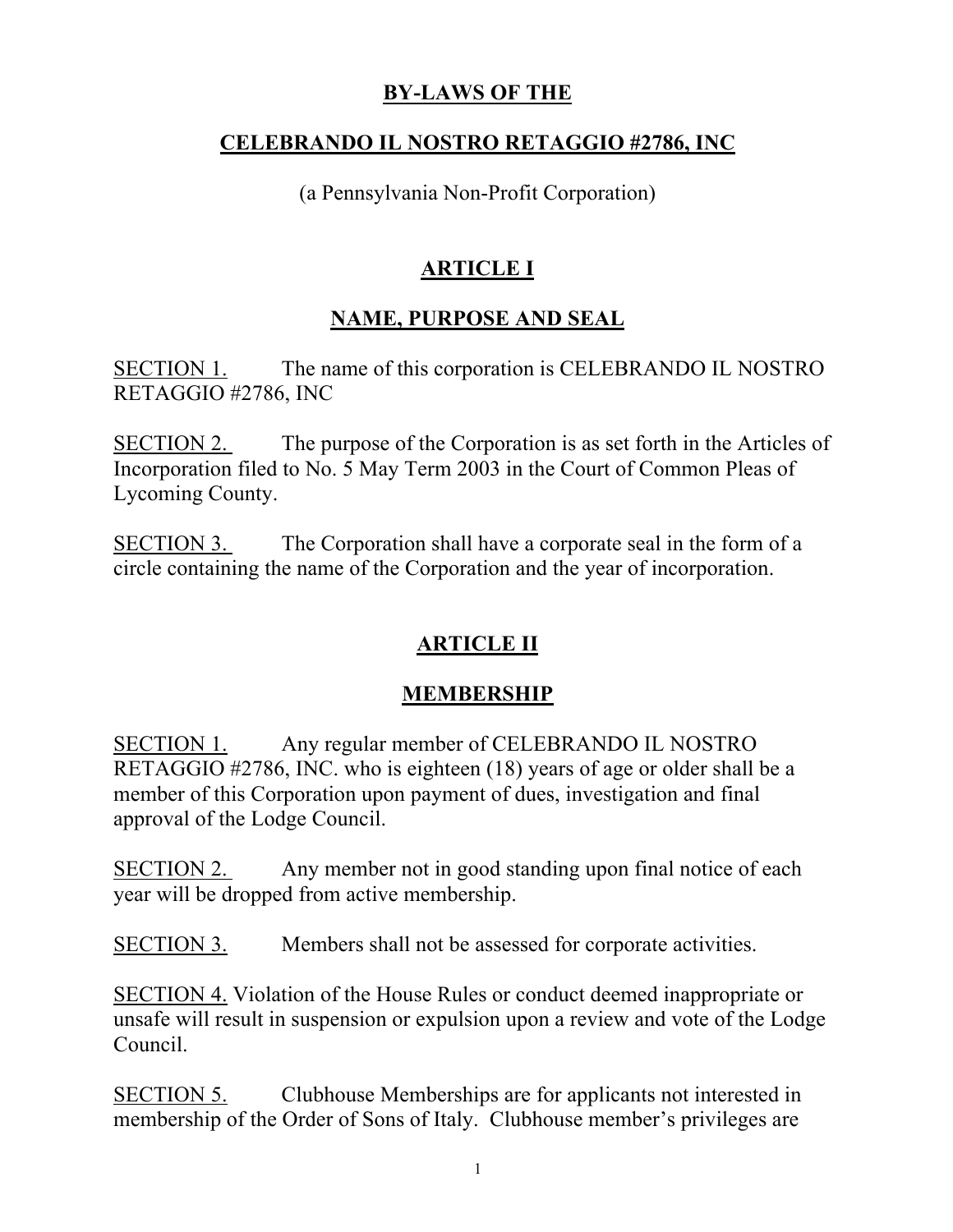# BY-LAWS OF THE

# CELEBRANDO IL NOSTRO RETAGGIO #2786, INC

(a Pennsylvania Non-Profit Corporation)

## ARTICLE I

## NAME, PURPOSE AND SEAL

SECTION 1. The name of this corporation is CELEBRANDO IL NOSTRO RETAGGIO #2786, INC

SECTION 2. The purpose of the Corporation is as set forth in the Articles of Incorporation filed to No. 5 May Term 2003 in the Court of Common Pleas of Lycoming County.

SECTION 3. The Corporation shall have a corporate seal in the form of a circle containing the name of the Corporation and the year of incorporation.

## ARTICLE II

## MEMBERSHIP

SECTION 1. Any regular member of CELEBRANDO IL NOSTRO RETAGGIO #2786, INC. who is eighteen (18) years of age or older shall be a member of this Corporation upon payment of dues, investigation and final approval of the Lodge Council.

SECTION 2. Any member not in good standing upon final notice of each year will be dropped from active membership.

SECTION 3. Members shall not be assessed for corporate activities.

SECTION 4. Violation of the House Rules or conduct deemed inappropriate or unsafe will result in suspension or expulsion upon a review and vote of the Lodge Council.

SECTION 5. Clubhouse Memberships are for applicants not interested in membership of the Order of Sons of Italy. Clubhouse member's privileges are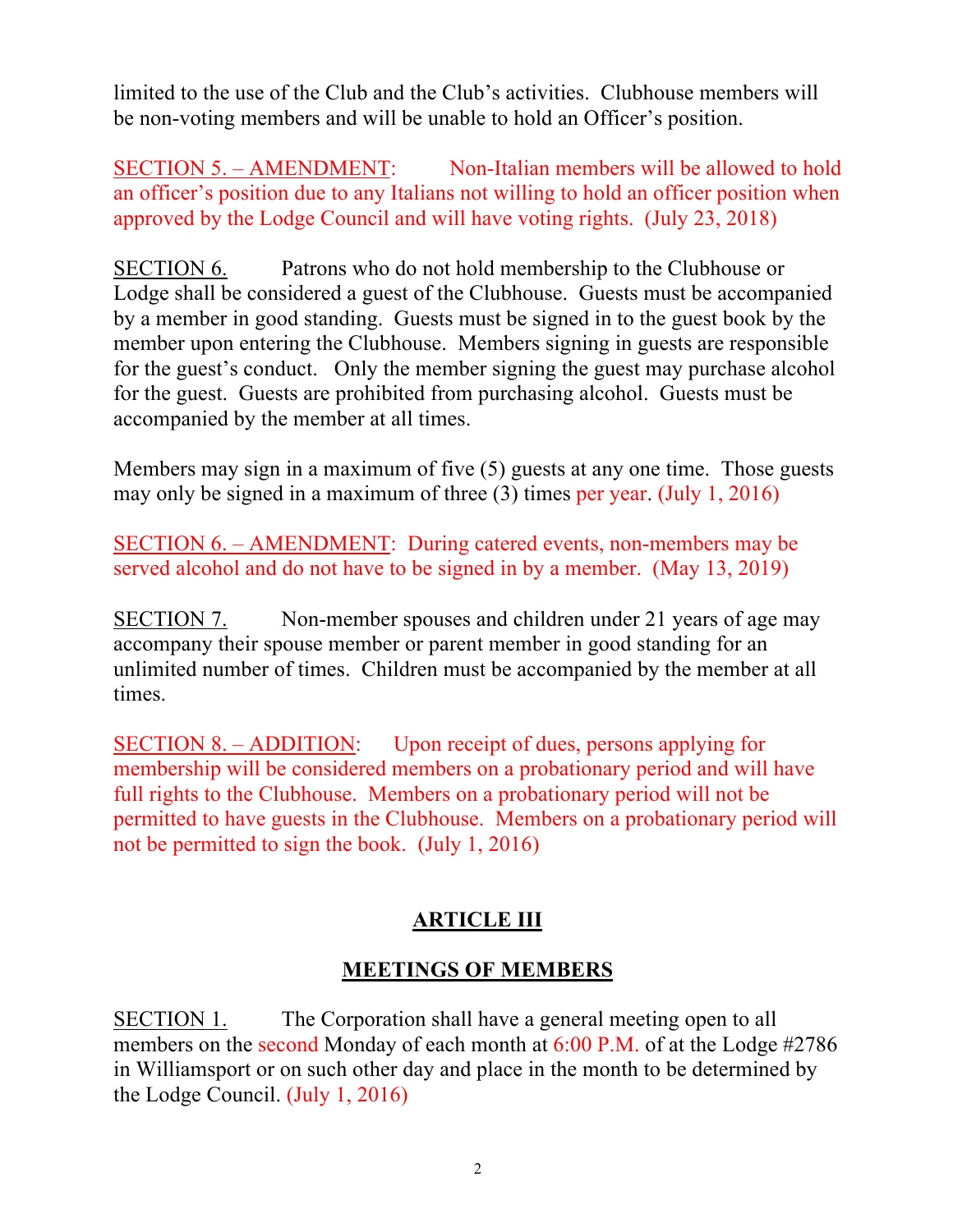limited to the use of the Club and the Club's activities. Clubhouse members will be non-voting members and will be unable to hold an Officer's position.

SECTION 5. – AMENDMENT: Non-Italian members will be allowed to hold an officer's position due to any Italians not willing to hold an officer position when approved by the Lodge Council and will have voting rights. (July 23, 2018)

SECTION 6. Patrons who do not hold membership to the Clubhouse or Lodge shall be considered a guest of the Clubhouse. Guests must be accompanied by a member in good standing. Guests must be signed in to the guest book by the member upon entering the Clubhouse. Members signing in guests are responsible for the guest's conduct. Only the member signing the guest may purchase alcohol for the guest. Guests are prohibited from purchasing alcohol. Guests must be accompanied by the member at all times.

Members may sign in a maximum of five (5) guests at any one time. Those guests may only be signed in a maximum of three (3) times per year. (July 1, 2016)

SECTION 6. – AMENDMENT: During catered events, non-members may be served alcohol and do not have to be signed in by a member. (May 13, 2019)

SECTION 7. Non-member spouses and children under 21 years of age may accompany their spouse member or parent member in good standing for an unlimited number of times. Children must be accompanied by the member at all times.

SECTION 8. – ADDITION: Upon receipt of dues, persons applying for membership will be considered members on a probationary period and will have full rights to the Clubhouse. Members on a probationary period will not be permitted to have guests in the Clubhouse. Members on a probationary period will not be permitted to sign the book. (July 1, 2016)

## ARTICLE III

## MEETINGS OF MEMBERS

SECTION 1. The Corporation shall have a general meeting open to all members on the second Monday of each month at 6:00 P.M. of at the Lodge #2786 in Williamsport or on such other day and place in the month to be determined by the Lodge Council. (July 1, 2016)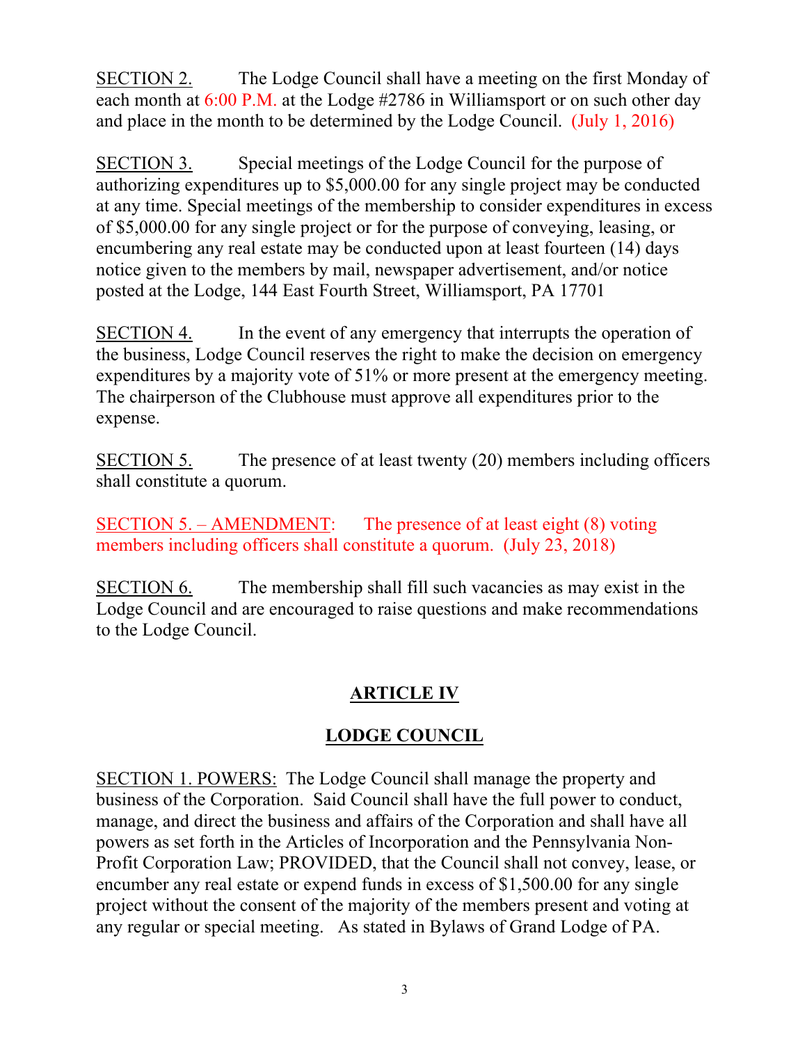SECTION 2. The Lodge Council shall have a meeting on the first Monday of each month at 6:00 P.M. at the Lodge #2786 in Williamsport or on such other day and place in the month to be determined by the Lodge Council. (July 1, 2016)

SECTION 3. Special meetings of the Lodge Council for the purpose of authorizing expenditures up to $5,000.00 for any single project may be conducted at any time. Special meetings of the membership to consider expenditures in excess of $5,000.00 for any single project or for the purpose of conveying, leasing, or encumbering any real estate may be conducted upon at least fourteen (14) days notice given to the members by mail, newspaper advertisement, and/or notice posted at the Lodge, 144 East Fourth Street, Williamsport, PA 17701

SECTION 4. In the event of any emergency that interrupts the operation of the business, Lodge Council reserves the right to make the decision on emergency expenditures by a majority vote of 51% or more present at the emergency meeting. The chairperson of the Clubhouse must approve all expenditures prior to the expense.

SECTION 5. The presence of at least twenty (20) members including officers shall constitute a quorum.

SECTION 5. – AMENDMENT: The presence of at least eight (8) voting members including officers shall constitute a quorum. (July 23, 2018)

SECTION 6. The membership shall fill such vacancies as may exist in the Lodge Council and are encouraged to raise questions and make recommendations to the Lodge Council.

## ARTICLE IV

## LODGE COUNCIL

SECTION 1. POWERS: The Lodge Council shall manage the property and business of the Corporation. Said Council shall have the full power to conduct, manage, and direct the business and affairs of the Corporation and shall have all powers as set forth in the Articles of Incorporation and the Pennsylvania Non-Profit Corporation Law; PROVIDED, that the Council shall not convey, lease, or encumber any real estate or expend funds in excess of $1,500.00 for any single project without the consent of the majority of the members present and voting at any regular or special meeting. As stated in Bylaws of Grand Lodge of PA.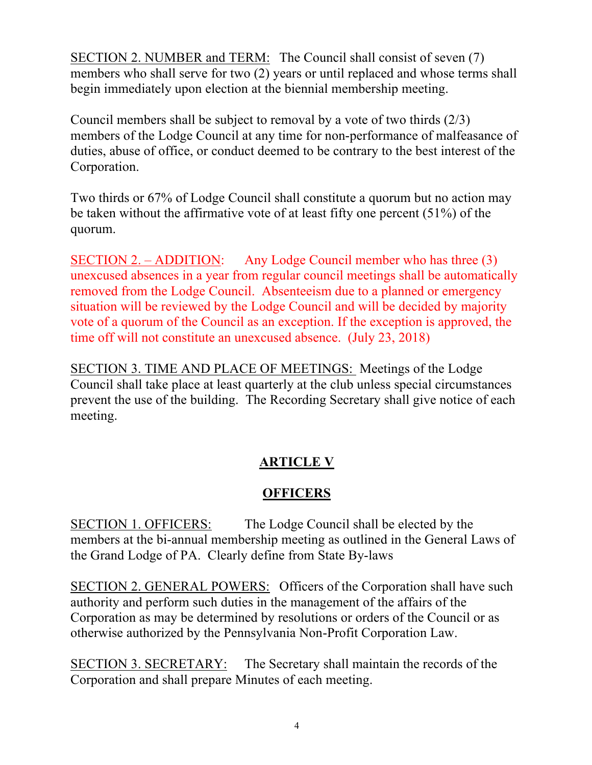SECTION 2. NUMBER and TERM: The Council shall consist of seven (7) members who shall serve for two (2) years or until replaced and whose terms shall begin immediately upon election at the biennial membership meeting.

Council members shall be subject to removal by a vote of two thirds (2/3) members of the Lodge Council at any time for non-performance of malfeasance of duties, abuse of office, or conduct deemed to be contrary to the best interest of the Corporation.

Two thirds or 67% of Lodge Council shall constitute a quorum but no action may be taken without the affirmative vote of at least fifty one percent (51%) of the quorum.

SECTION 2. – ADDITION: Any Lodge Council member who has three (3) unexcused absences in a year from regular council meetings shall be automatically removed from the Lodge Council. Absenteeism due to a planned or emergency situation will be reviewed by the Lodge Council and will be decided by majority vote of a quorum of the Council as an exception. If the exception is approved, the time off will not constitute an unexcused absence. (July 23, 2018)

SECTION 3. TIME AND PLACE OF MEETINGS: Meetings of the Lodge Council shall take place at least quarterly at the club unless special circumstances prevent the use of the building. The Recording Secretary shall give notice of each meeting.

## ARTICLE V

## OFFICERS

SECTION 1. OFFICERS: The Lodge Council shall be elected by the members at the bi-annual membership meeting as outlined in the General Laws of the Grand Lodge of PA. Clearly define from State By-laws

SECTION 2. GENERAL POWERS: Officers of the Corporation shall have such authority and perform such duties in the management of the affairs of the Corporation as may be determined by resolutions or orders of the Council or as otherwise authorized by the Pennsylvania Non-Profit Corporation Law.

SECTION 3. SECRETARY: The Secretary shall maintain the records of the Corporation and shall prepare Minutes of each meeting.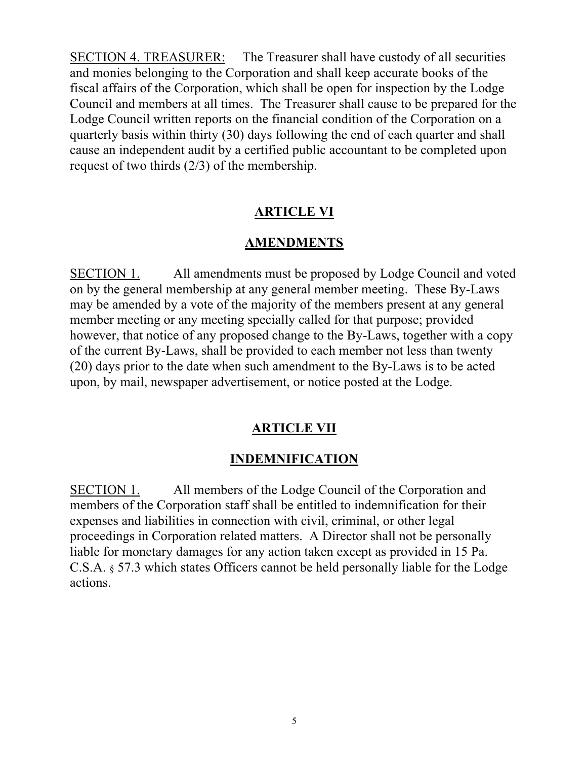SECTION 4. TREASURER: The Treasurer shall have custody of all securities and monies belonging to the Corporation and shall keep accurate books of the fiscal affairs of the Corporation, which shall be open for inspection by the Lodge Council and members at all times. The Treasurer shall cause to be prepared for the Lodge Council written reports on the financial condition of the Corporation on a quarterly basis within thirty (30) days following the end of each quarter and shall cause an independent audit by a certified public accountant to be completed upon request of two thirds (2/3) of the membership.

## ARTICLE VI

## AMENDMENTS

SECTION 1. All amendments must be proposed by Lodge Council and voted on by the general membership at any general member meeting. These By-Laws may be amended by a vote of the majority of the members present at any general member meeting or any meeting specially called for that purpose; provided however, that notice of any proposed change to the By-Laws, together with a copy of the current By-Laws, shall be provided to each member not less than twenty (20) days prior to the date when such amendment to the By-Laws is to be acted upon, by mail, newspaper advertisement, or notice posted at the Lodge.

## ARTICLE VII

## INDEMNIFICATION

SECTION 1. All members of the Lodge Council of the Corporation and members of the Corporation staff shall be entitled to indemnification for their expenses and liabilities in connection with civil, criminal, or other legal proceedings in Corporation related matters. A Director shall not be personally liable for monetary damages for any action taken except as provided in 15 Pa. C.S.A. § 57.3 which states Officers cannot be held personally liable for the Lodge actions.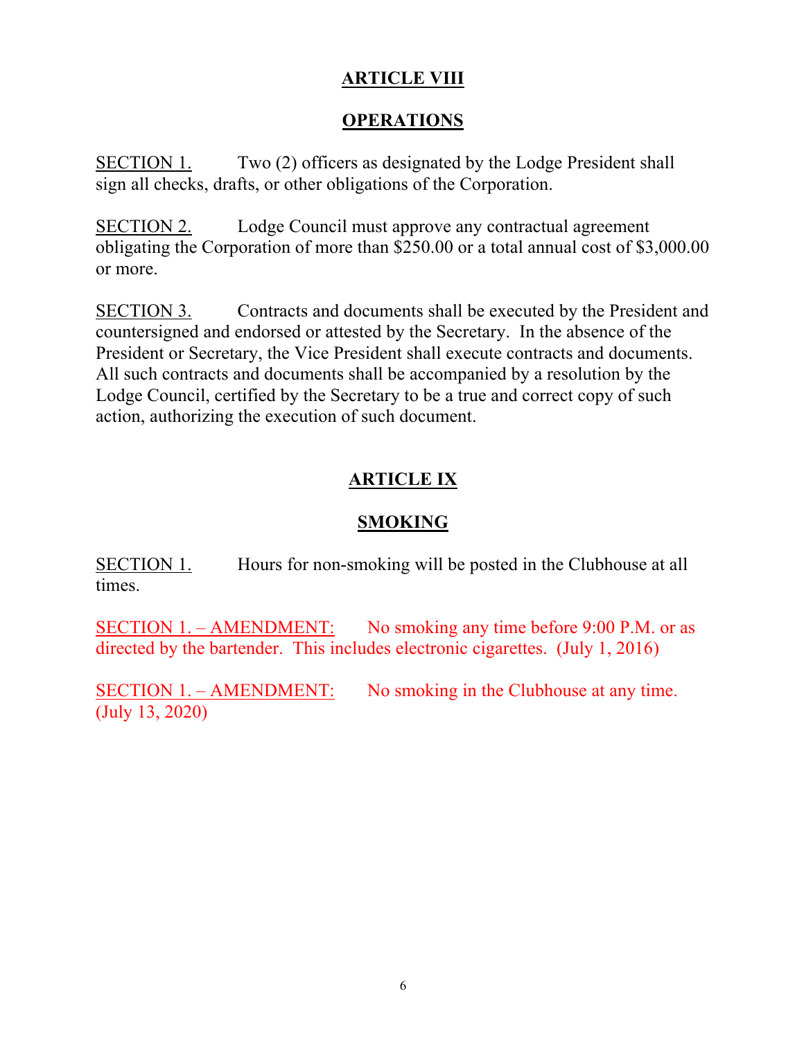## ARTICLE VIII

## OPERATIONS

SECTION 1. Two (2) officers as designated by the Lodge President shall sign all checks, drafts, or other obligations of the Corporation.

SECTION 2. Lodge Council must approve any contractual agreement obligating the Corporation of more than $250.00 or a total annual cost of $3,000.00 or more.

SECTION 3. Contracts and documents shall be executed by the President and countersigned and endorsed or attested by the Secretary. In the absence of the President or Secretary, the Vice President shall execute contracts and documents. All such contracts and documents shall be accompanied by a resolution by the Lodge Council, certified by the Secretary to be a true and correct copy of such action, authorizing the execution of such document.

## ARTICLE IX

## SMOKING

SECTION 1. Hours for non-smoking will be posted in the Clubhouse at all times.

SECTION 1. – AMENDMENT: No smoking any time before 9:00 P.M. or as directed by the bartender. This includes electronic cigarettes. (July 1, 2016)

SECTION 1. – AMENDMENT: No smoking in the Clubhouse at any time. (July 13, 2020)